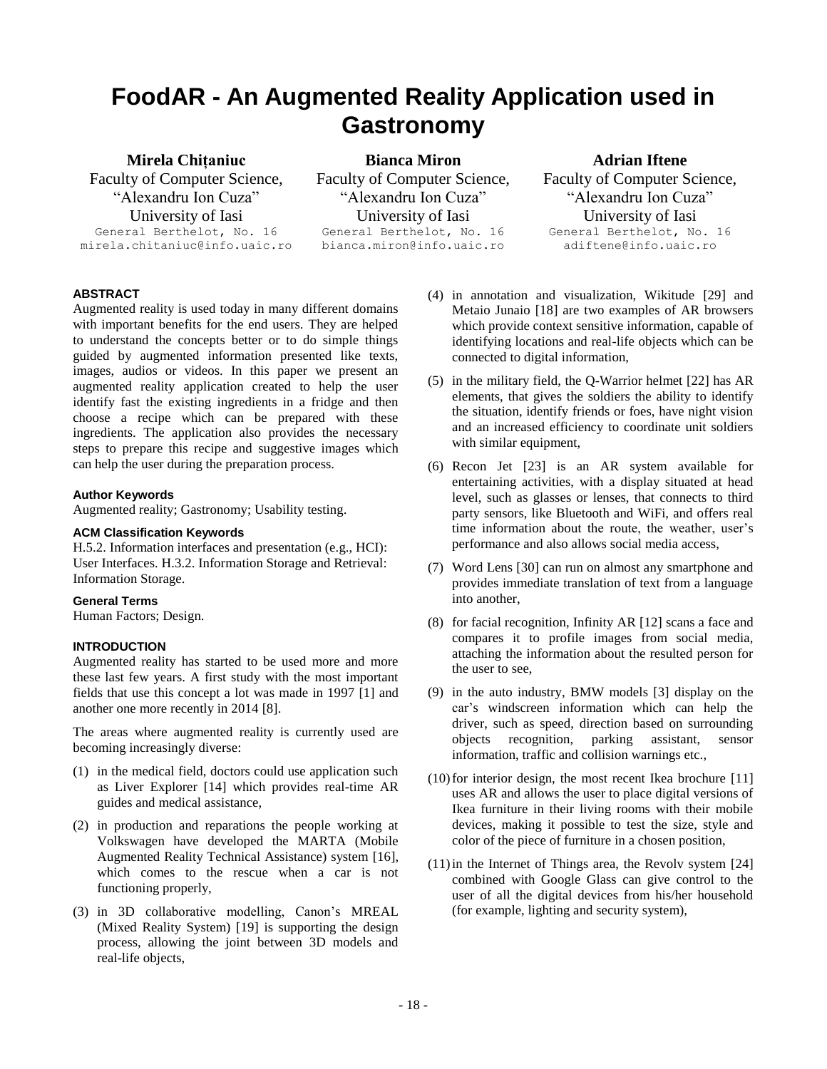# FoodAR - An Augmented Reality Application used in Gastronomy

**Mirela Chițaniuc**
Faculty of Computer Science, "Alexandru Ion Cuza" University of Iasi
General Berthelot, No. 16
mirela.chitaniuc@info.uaic.ro

**Bianca Miron**
Faculty of Computer Science, "Alexandru Ion Cuza" University of Iasi
General Berthelot, No. 16
bianca.miron@info.uaic.ro

**Adrian Iftene**
Faculty of Computer Science, "Alexandru Ion Cuza" University of Iasi
General Berthelot, No. 16
adiftene@info.uaic.ro

### ABSTRACT

Augmented reality is used today in many different domains with important benefits for the end users. They are helped to understand the concepts better or to do simple things guided by augmented information presented like texts, images, audios or videos. In this paper we present an augmented reality application created to help the user identify fast the existing ingredients in a fridge and then choose a recipe which can be prepared with these ingredients. The application also provides the necessary steps to prepare this recipe and suggestive images which can help the user during the preparation process.

#### Author Keywords

Augmented reality; Gastronomy; Usability testing.

#### ACM Classification Keywords

H.5.2. Information interfaces and presentation (e.g., HCI): User Interfaces. H.3.2. Information Storage and Retrieval: Information Storage.

#### General Terms

Human Factors; Design.

### INTRODUCTION

Augmented reality has started to be used more and more these last few years. A first study with the most important fields that use this concept a lot was made in 1997 [1] and another one more recently in 2014 [8].

The areas where augmented reality is currently used are becoming increasingly diverse:

(1) in the medical field, doctors could use application such as Liver Explorer [14] which provides real-time AR guides and medical assistance,

(2) in production and reparations the people working at Volkswagen have developed the MARTA (Mobile Augmented Reality Technical Assistance) system [16], which comes to the rescue when a car is not functioning properly,

(3) in 3D collaborative modelling, Canon's MREAL (Mixed Reality System) [19] is supporting the design process, allowing the joint between 3D models and real-life objects,

(4) in annotation and visualization, Wikitude [29] and Metaio Junaio [18] are two examples of AR browsers which provide context sensitive information, capable of identifying locations and real-life objects which can be connected to digital information,

(5) in the military field, the Q-Warrior helmet [22] has AR elements, that gives the soldiers the ability to identify the situation, identify friends or foes, have night vision and an increased efficiency to coordinate unit soldiers with similar equipment,

(6) Recon Jet [23] is an AR system available for entertaining activities, with a display situated at head level, such as glasses or lenses, that connects to third party sensors, like Bluetooth and WiFi, and offers real time information about the route, the weather, user's performance and also allows social media access,

(7) Word Lens [30] can run on almost any smartphone and provides immediate translation of text from a language into another,

(8) for facial recognition, Infinity AR [12] scans a face and compares it to profile images from social media, attaching the information about the resulted person for the user to see,

(9) in the auto industry, BMW models [3] display on the car's windscreen information which can help the driver, such as speed, direction based on surrounding objects recognition, parking assistant, sensor information, traffic and collision warnings etc.,

(10) for interior design, the most recent Ikea brochure [11] uses AR and allows the user to place digital versions of Ikea furniture in their living rooms with their mobile devices, making it possible to test the size, style and color of the piece of furniture in a chosen position,

(11) in the Internet of Things area, the Revolv system [24] combined with Google Glass can give control to the user of all the digital devices from his/her household (for example, lighting and security system),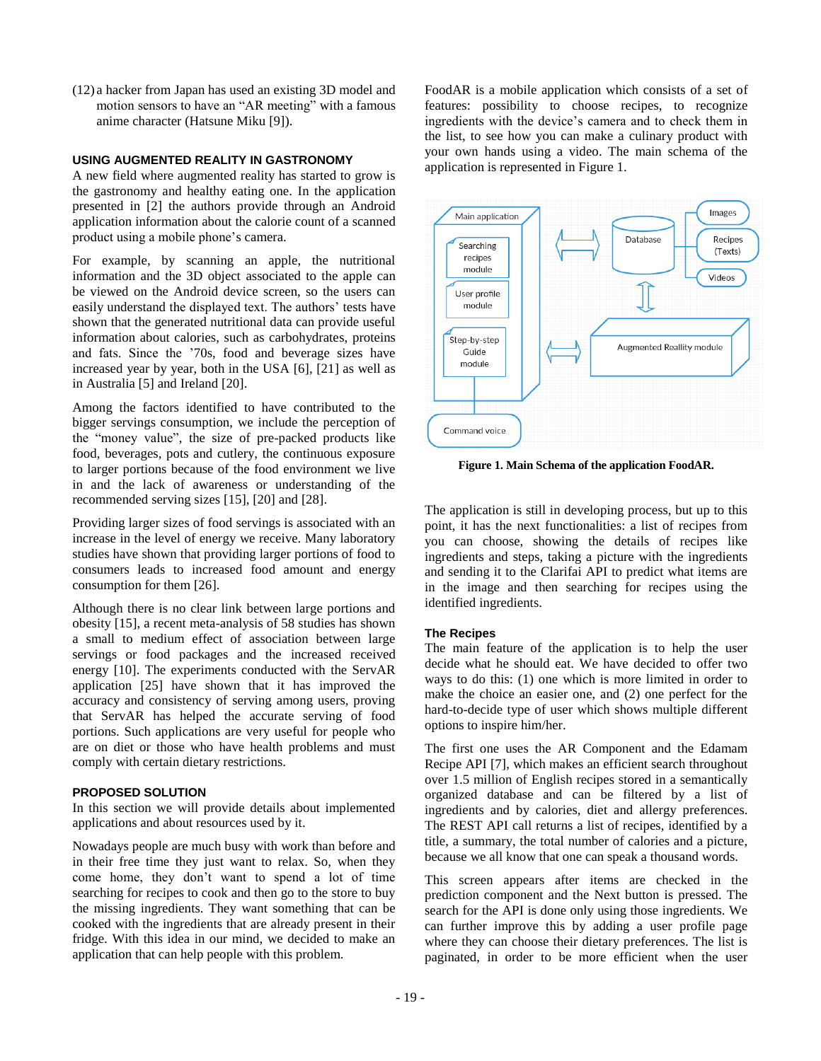(12) a hacker from Japan has used an existing 3D model and motion sensors to have an "AR meeting" with a famous anime character (Hatsune Miku [9]).

## USING AUGMENTED REALITY IN GASTRONOMY

A new field where augmented reality has started to grow is the gastronomy and healthy eating one. In the application presented in [2] the authors provide through an Android application information about the calorie count of a scanned product using a mobile phone's camera.

For example, by scanning an apple, the nutritional information and the 3D object associated to the apple can be viewed on the Android device screen, so the users can easily understand the displayed text. The authors' tests have shown that the generated nutritional data can provide useful information about calories, such as carbohydrates, proteins and fats. Since the '70s, food and beverage sizes have increased year by year, both in the USA [6], [21] as well as in Australia [5] and Ireland [20].

Among the factors identified to have contributed to the bigger servings consumption, we include the perception of the "money value", the size of pre-packed products like food, beverages, pots and cutlery, the continuous exposure to larger portions because of the food environment we live in and the lack of awareness or understanding of the recommended serving sizes [15], [20] and [28].

Providing larger sizes of food servings is associated with an increase in the level of energy we receive. Many laboratory studies have shown that providing larger portions of food to consumers leads to increased food amount and energy consumption for them [26].

Although there is no clear link between large portions and obesity [15], a recent meta-analysis of 58 studies has shown a small to medium effect of association between large servings or food packages and the increased received energy [10]. The experiments conducted with the ServAR application [25] have shown that it has improved the accuracy and consistency of serving among users, proving that ServAR has helped the accurate serving of food portions. Such applications are very useful for people who are on diet or those who have health problems and must comply with certain dietary restrictions.

## PROPOSED SOLUTION

In this section we will provide details about implemented applications and about resources used by it.

Nowadays people are much busy with work than before and in their free time they just want to relax. So, when they come home, they don't want to spend a lot of time searching for recipes to cook and then go to the store to buy the missing ingredients. They want something that can be cooked with the ingredients that are already present in their fridge. With this idea in our mind, we decided to make an application that can help people with this problem.

FoodAR is a mobile application which consists of a set of features: possibility to choose recipes, to recognize ingredients with the device's camera and to check them in the list, to see how you can make a culinary product with your own hands using a video. The main schema of the application is represented in Figure 1.

**Figure 1. Main Schema of the application FoodAR.**

The application is still in developing process, but up to this point, it has the next functionalities: a list of recipes from you can choose, showing the details of recipes like ingredients and steps, taking a picture with the ingredients and sending it to the Clarifai API to predict what items are in the image and then searching for recipes using the identified ingredients.

### The Recipes

The main feature of the application is to help the user decide what he should eat. We have decided to offer two ways to do this: (1) one which is more limited in order to make the choice an easier one, and (2) one perfect for the hard-to-decide type of user which shows multiple different options to inspire him/her.

The first one uses the AR Component and the Edamam Recipe API [7], which makes an efficient search throughout over 1.5 million of English recipes stored in a semantically organized database and can be filtered by a list of ingredients and by calories, diet and allergy preferences. The REST API call returns a list of recipes, identified by a title, a summary, the total number of calories and a picture, because we all know that one can speak a thousand words.

This screen appears after items are checked in the prediction component and the Next button is pressed. The search for the API is done only using those ingredients. We can further improve this by adding a user profile page where they can choose their dietary preferences. The list is paginated, in order to be more efficient when the user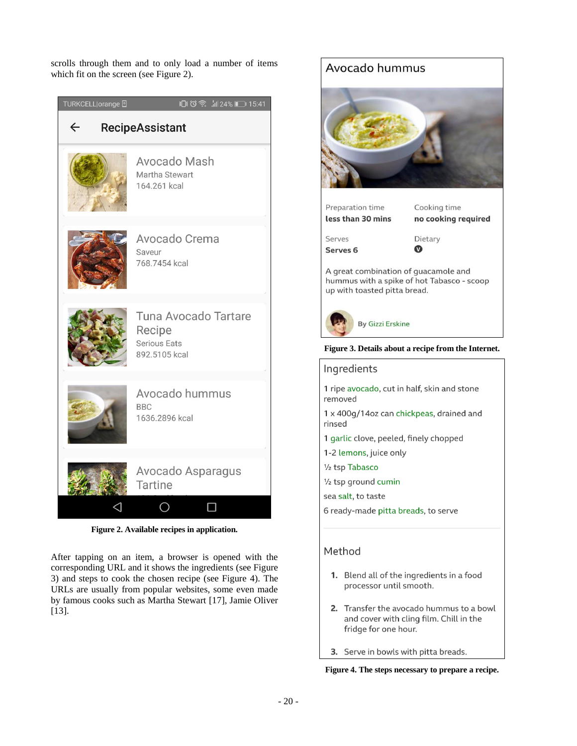scrolls through them and to only load a number of items which fit on the screen (see Figure 2).

**Figure 2. Available recipes in application.**

After tapping on an item, a browser is opened with the corresponding URL and it shows the ingredients (see Figure 3) and steps to cook the chosen recipe (see Figure 4). The URLs are usually from popular websites, some even made by famous cooks such as Martha Stewart [17], Jamie Oliver [13].

**Figure 3. Details about a recipe from the Internet.**

**Figure 4. The steps necessary to prepare a recipe.**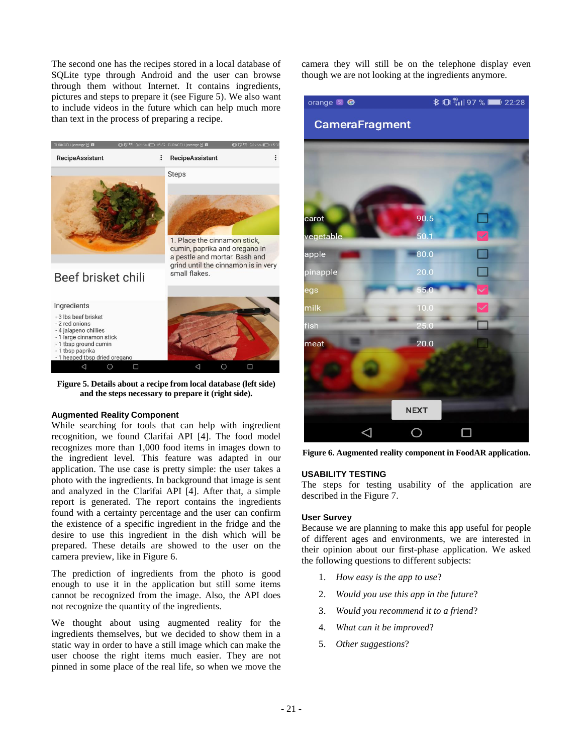The second one has the recipes stored in a local database of SQLite type through Android and the user can browse through them without Internet. It contains ingredients, pictures and steps to prepare it (see Figure 5). We also want to include videos in the future which can help much more than text in the process of preparing a recipe.

**Figure 5. Details about a recipe from local database (left side) and the steps necessary to prepare it (right side).**

### Augmented Reality Component

While searching for tools that can help with ingredient recognition, we found Clarifai API [4]. The food model recognizes more than 1,000 food items in images down to the ingredient level. This feature was adapted in our application. The use case is pretty simple: the user takes a photo with the ingredients. In background that image is sent and analyzed in the Clarifai API [4]. After that, a simple report is generated. The report contains the ingredients found with a certainty percentage and the user can confirm the existence of a specific ingredient in the fridge and the desire to use this ingredient in the dish which will be prepared. These details are showed to the user on the camera preview, like in Figure 6.

The prediction of ingredients from the photo is good enough to use it in the application but still some items cannot be recognized from the image. Also, the API does not recognize the quantity of the ingredients.

We thought about using augmented reality for the ingredients themselves, but we decided to show them in a static way in order to have a still image which can make the user choose the right items much easier. They are not pinned in some place of the real life, so when we move the camera they will still be on the telephone display even though we are not looking at the ingredients anymore.

**Figure 6. Augmented reality component in FoodAR application.**

## USABILITY TESTING

The steps for testing usability of the application are described in the Figure 7.

### User Survey

Because we are planning to make this app useful for people of different ages and environments, we are interested in their opinion about our first-phase application. We asked the following questions to different subjects:

1. *How easy is the app to use*?
2. *Would you use this app in the future*?
3. *Would you recommend it to a friend*?
4. *What can it be improved*?
5. *Other suggestions*?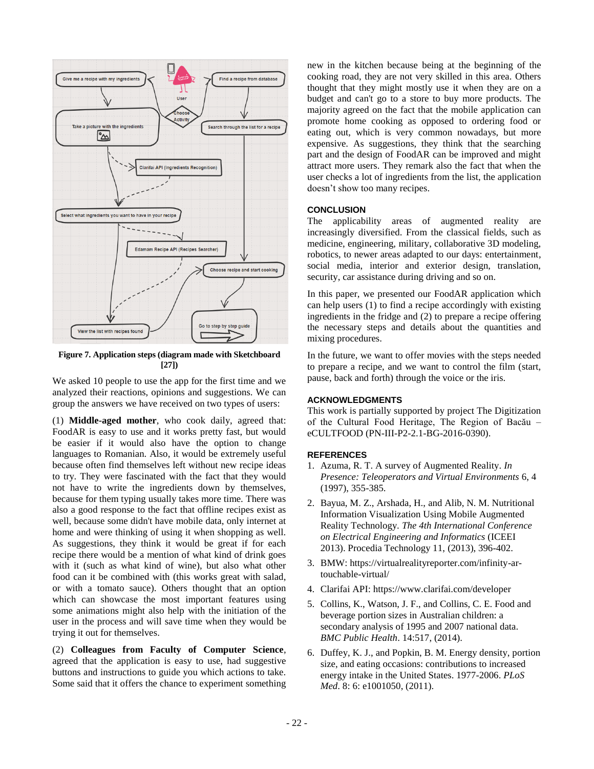Figure 7. Application steps (diagram made with Sketchboard [27])

We asked 10 people to use the app for the first time and we analyzed their reactions, opinions and suggestions. We can group the answers we have received on two types of users:

(1) **Middle-aged mother**, who cook daily, agreed that: FoodAR is easy to use and it works pretty fast, but would be easier if it would also have the option to change languages to Romanian. Also, it would be extremely useful because often find themselves left without new recipe ideas to try. They were fascinated with the fact that they would not have to write the ingredients down by themselves, because for them typing usually takes more time. There was also a good response to the fact that offline recipes exist as well, because some didn't have mobile data, only internet at home and were thinking of using it when shopping as well. As suggestions, they think it would be great if for each recipe there would be a mention of what kind of drink goes with it (such as what kind of wine), but also what other food can it be combined with (this works great with salad, or with a tomato sauce). Others thought that an option which can showcase the most important features using some animations might also help with the initiation of the user in the process and will save time when they would be trying it out for themselves.

(2) **Colleagues from Faculty of Computer Science**, agreed that the application is easy to use, had suggestive buttons and instructions to guide you which actions to take. Some said that it offers the chance to experiment something new in the kitchen because being at the beginning of the cooking road, they are not very skilled in this area. Others thought that they might mostly use it when they are on a budget and can't go to a store to buy more products. The majority agreed on the fact that the mobile application can promote home cooking as opposed to ordering food or eating out, which is very common nowadays, but more expensive. As suggestions, they think that the searching part and the design of FoodAR can be improved and might attract more users. They remark also the fact that when the user checks a lot of ingredients from the list, the application doesn't show too many recipes.

## CONCLUSION

The applicability areas of augmented reality are increasingly diversified. From the classical fields, such as medicine, engineering, military, collaborative 3D modeling, robotics, to newer areas adapted to our days: entertainment, social media, interior and exterior design, translation, security, car assistance during driving and so on.

In this paper, we presented our FoodAR application which can help users (1) to find a recipe accordingly with existing ingredients in the fridge and (2) to prepare a recipe offering the necessary steps and details about the quantities and mixing procedures.

In the future, we want to offer movies with the steps needed to prepare a recipe, and we want to control the film (start, pause, back and forth) through the voice or the iris.

## ACKNOWLEDGMENTS

This work is partially supported by project The Digitization of the Cultural Food Heritage, The Region of Bacău – eCULTFOOD (PN-III-P2-2.1-BG-2016-0390).

## REFERENCES

1. Azuma, R. T. A survey of Augmented Reality. *In Presence: Teleoperators and Virtual Environments* 6, 4 (1997), 355-385.
2. Bayua, M. Z., Arshada, H., and Alib, N. M. Nutritional Information Visualization Using Mobile Augmented Reality Technology. *The 4th International Conference on Electrical Engineering and Informatics* (ICEEI 2013). Procedia Technology 11, (2013), 396-402.
3. BMW: https://virtualrealityreporter.com/infinity-ar-touchable-virtual/
4. Clarifai API: https://www.clarifai.com/developer
5. Collins, K., Watson, J. F., and Collins, C. E. Food and beverage portion sizes in Australian children: a secondary analysis of 1995 and 2007 national data. *BMC Public Health*. 14:517, (2014).
6. Duffey, K. J., and Popkin, B. M. Energy density, portion size, and eating occasions: contributions to increased energy intake in the United States. 1977-2006. *PLoS Med*. 8: 6: e1001050, (2011).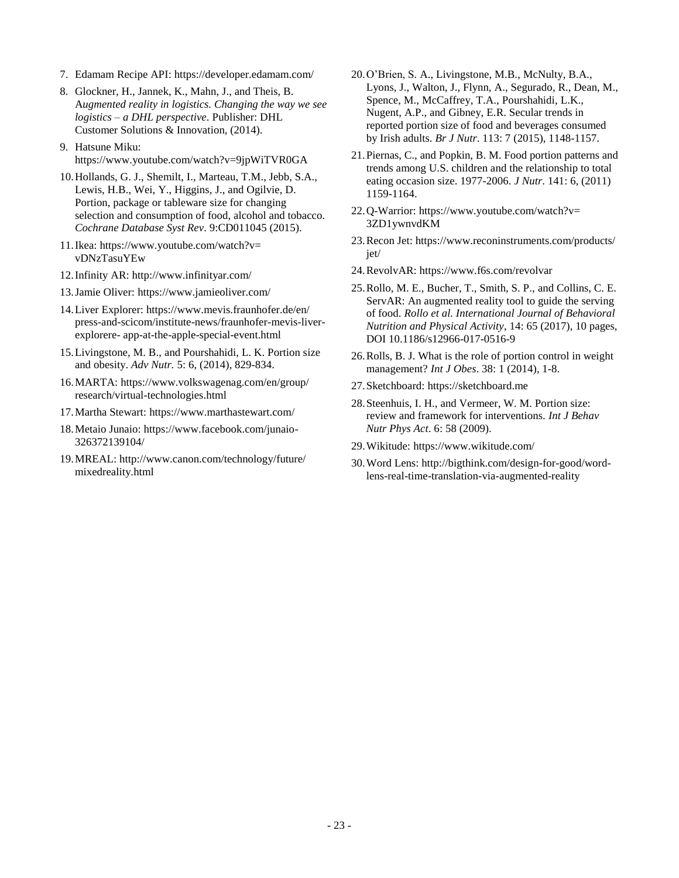7. Edamam Recipe API: https://developer.edamam.com/
8. Glockner, H., Jannek, K., Mahn, J., and Theis, B. A*ugmented reality in logistics. Changing the way we see logistics – a DHL perspective*. Publisher: DHL Customer Solutions & Innovation, (2014).
9. Hatsune Miku: https://www.youtube.com/watch?v=9jpWiTVR0GA
10. Hollands, G. J., Shemilt, I., Marteau, T.M., Jebb, S.A., Lewis, H.B., Wei, Y., Higgins, J., and Ogilvie, D. Portion, package or tableware size for changing selection and consumption of food, alcohol and tobacco. *Cochrane Database Syst Rev*. 9:CD011045 (2015).
11. Ikea: https://www.youtube.com/watch?v= vDNzTasuYEw
12. Infinity AR: http://www.infinityar.com/
13. Jamie Oliver: https://www.jamieoliver.com/
14. Liver Explorer: https://www.mevis.fraunhofer.de/en/ press-and-scicom/institute-news/fraunhofer-mevis-liver-explorere- app-at-the-apple-special-event.html
15. Livingstone, M. B., and Pourshahidi, L. K. Portion size and obesity. *Adv Nutr.* 5: 6, (2014), 829-834.
16. MARTA: https://www.volkswagenag.com/en/group/ research/virtual-technologies.html
17. Martha Stewart: https://www.marthastewart.com/
18. Metaio Junaio: https://www.facebook.com/junaio-326372139104/
19. MREAL: http://www.canon.com/technology/future/ mixedreality.html
20. O'Brien, S. A., Livingstone, M.B., McNulty, B.A., Lyons, J., Walton, J., Flynn, A., Segurado, R., Dean, M., Spence, M., McCaffrey, T.A., Pourshahidi, L.K., Nugent, A.P., and Gibney, E.R. Secular trends in reported portion size of food and beverages consumed by Irish adults. *Br J Nutr*. 113: 7 (2015), 1148-1157.
21. Piernas, C., and Popkin, B. M. Food portion patterns and trends among U.S. children and the relationship to total eating occasion size. 1977-2006. *J Nutr*. 141: 6, (2011) 1159-1164.
22. Q-Warrior: https://www.youtube.com/watch?v= 3ZD1ywnvdKM
23. Recon Jet: https://www.reconinstruments.com/products/ jet/
24. RevolvAR: https://www.f6s.com/revolvar
25. Rollo, M. E., Bucher, T., Smith, S. P., and Collins, C. E. ServAR: An augmented reality tool to guide the serving of food. *Rollo et al. International Journal of Behavioral Nutrition and Physical Activity*, 14: 65 (2017), 10 pages, DOI 10.1186/s12966-017-0516-9
26. Rolls, B. J. What is the role of portion control in weight management? *Int J Obes*. 38: 1 (2014), 1-8.
27. Sketchboard: https://sketchboard.me
28. Steenhuis, I. H., and Vermeer, W. M. Portion size: review and framework for interventions. *Int J Behav Nutr Phys Act*. 6: 58 (2009).
29. Wikitude: https://www.wikitude.com/
30. Word Lens: http://bigthink.com/design-for-good/word-lens-real-time-translation-via-augmented-reality